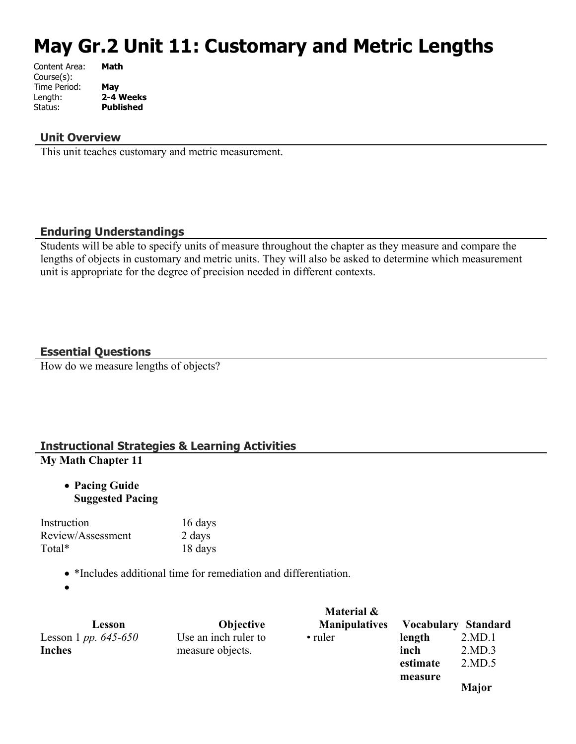# May Gr.2 Unit 11: Customary and Metric Lengths

Content Area: **Math**
Course(s):
Time Period: **May**
Length: **2-4 Weeks**
Status: **Published**

## Unit Overview

This unit teaches customary and metric measurement.

## Enduring Understandings

Students will be able to specify units of measure throughout the chapter as they measure and compare the lengths of objects in customary and metric units. They will also be asked to determine which measurement unit is appropriate for the degree of precision needed in different contexts.

## Essential Questions

How do we measure lengths of objects?

## Instructional Strategies & Learning Activities

**My Math Chapter 11**

- **Pacing Guide**
  **Suggested Pacing**

| | |
|---|---|
| Instruction | 16 days |
| Review/Assessment | 2 days |
| Total* | 18 days |

- *Includes additional time for remediation and differentiation.
-

| Lesson | Objective | Material & Manipulatives | Vocabulary | Standard |
|---|---|---|---|---|
| Lesson 1 *pp. 645-650* **Inches** | Use an inch ruler to measure objects. | • ruler | **length** **inch** **estimate** **measure** | 2.MD.1 2.MD.3 2.MD.5 **Major** |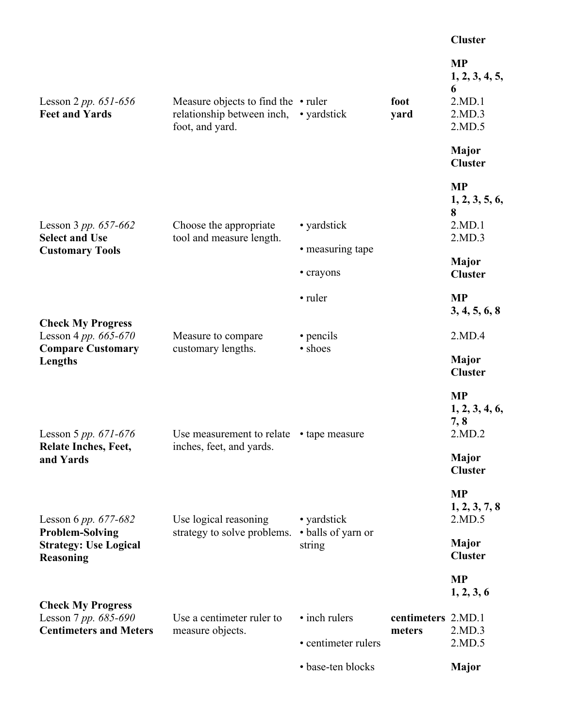| | | | | Cluster |
|---|---|---|---|---|
| | | | | **MP** **1, 2, 3, 4, 5, 6** |
| Lesson 2 *pp. 651-656* **Feet and Yards** | Measure objects to find the relationship between inch, foot, and yard. | • ruler • yardstick | **foot** **yard** | 2.MD.1 2.MD.3 2.MD.5 **Major Cluster** **MP** **1, 2, 3, 5, 6, 8** |
| Lesson 3 *pp. 657-662* **Select and Use Customary Tools** | Choose the appropriate tool and measure length. | • yardstick • measuring tape • crayons • ruler | | 2.MD.1 2.MD.3 **Major Cluster** **MP** **3, 4, 5, 6, 8** |
| **Check My Progress** Lesson 4 *pp. 665-670* **Compare Customary Lengths** | Measure to compare customary lengths. | • pencils • shoes | | 2.MD.4 **Major Cluster** **MP** **1, 2, 3, 4, 6, 7, 8** |
| Lesson 5 *pp. 671-676* **Relate Inches, Feet, and Yards** | Use measurement to relate inches, feet, and yards. | • tape measure | | 2.MD.2 **Major Cluster** **MP** **1, 2, 3, 7, 8** |
| Lesson 6 *pp. 677-682* **Problem-Solving Strategy: Use Logical Reasoning** | Use logical reasoning strategy to solve problems. | • yardstick • balls of yarn or string | | 2.MD.5 **Major Cluster** **MP** **1, 2, 3, 6** |
| **Check My Progress** Lesson 7 *pp. 685-690* **Centimeters and Meters** | Use a centimeter ruler to measure objects. | • inch rulers • centimeter rulers • base-ten blocks | **centimeters** **meters** | 2.MD.1 2.MD.3 2.MD.5 **Major** |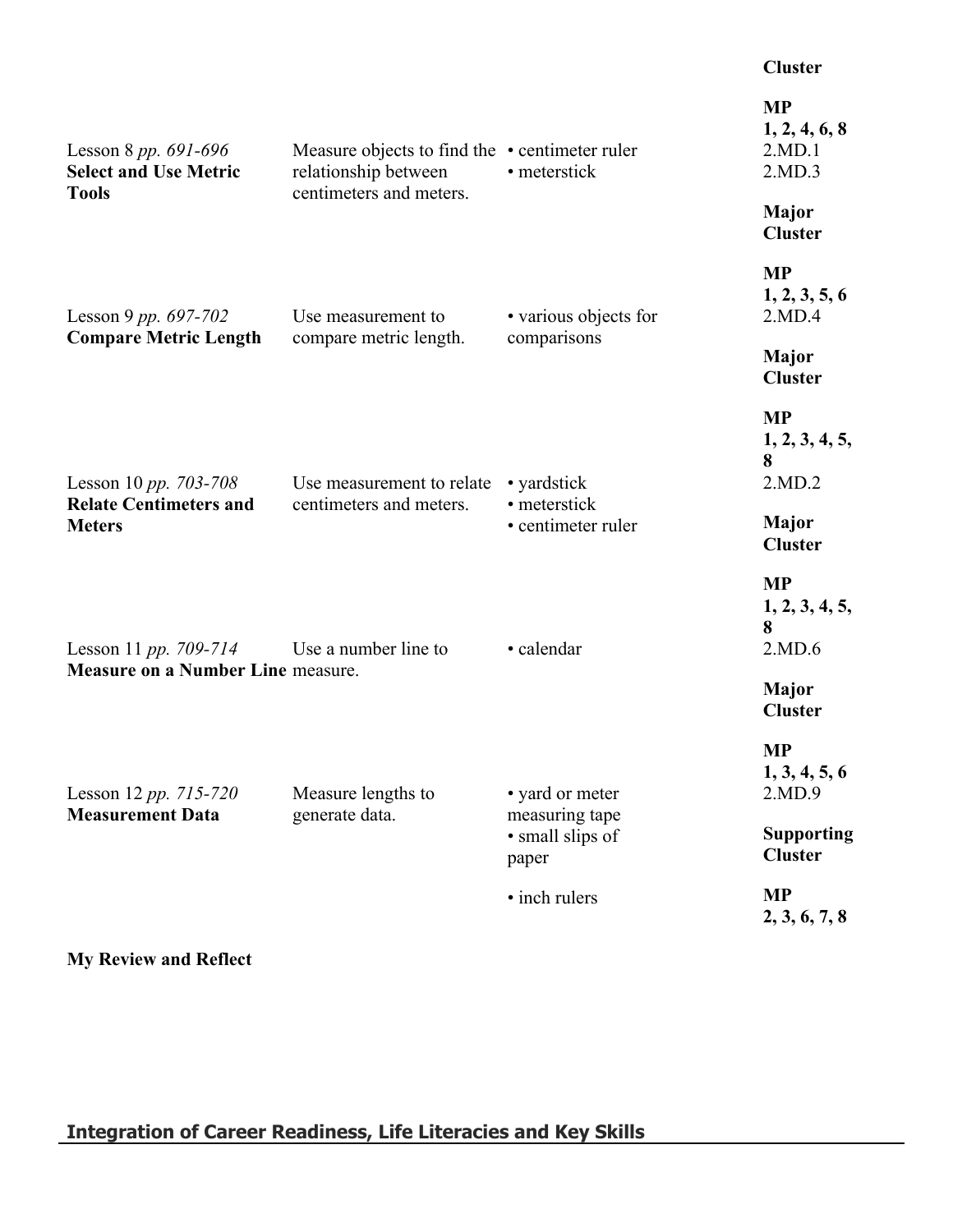| Lesson | Objective | Materials | Standards |
|---|---|---|---|
| | | | **Cluster** **MP** **1, 2, 4, 6, 8** |
| Lesson 8 *pp. 691-696* **Select and Use Metric Tools** | Measure objects to find the relationship between centimeters and meters. | • centimeter ruler • meterstick | 2.MD.1 2.MD.3 **Major Cluster** **MP** **1, 2, 3, 5, 6** |
| Lesson 9 *pp. 697-702* **Compare Metric Length** | Use measurement to compare metric length. | • various objects for comparisons | 2.MD.4 **Major Cluster** **MP** **1, 2, 3, 4, 5, 8** |
| Lesson 10 *pp. 703-708* **Relate Centimeters and Meters** | Use measurement to relate centimeters and meters. | • yardstick • meterstick • centimeter ruler | 2.MD.2 **Major Cluster** **MP** **1, 2, 3, 4, 5, 8** |
| Lesson 11 *pp. 709-714* **Measure on a Number Line** | Use a number line to measure. | • calendar | 2.MD.6 **Major Cluster** **MP** **1, 3, 4, 5, 6** |
| Lesson 12 *pp. 715-720* **Measurement Data** | Measure lengths to generate data. | • yard or meter measuring tape • small slips of paper • inch rulers | 2.MD.9 **Supporting Cluster** **MP** **2, 3, 6, 7, 8** |

**My Review and Reflect**

## Integration of Career Readiness, Life Literacies and Key Skills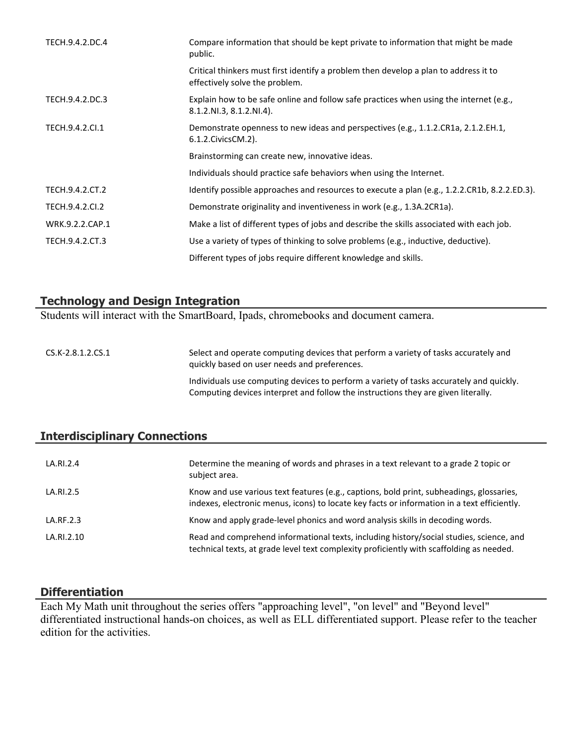| | |
|---|---|
| TECH.9.4.2.DC.4 | Compare information that should be kept private to information that might be made public. |
| | Critical thinkers must first identify a problem then develop a plan to address it to effectively solve the problem. |
| TECH.9.4.2.DC.3 | Explain how to be safe online and follow safe practices when using the internet (e.g., 8.1.2.NI.3, 8.1.2.NI.4). |
| TECH.9.4.2.CI.1 | Demonstrate openness to new ideas and perspectives (e.g., 1.1.2.CR1a, 2.1.2.EH.1, 6.1.2.CivicsCM.2). |
| | Brainstorming can create new, innovative ideas. |
| | Individuals should practice safe behaviors when using the Internet. |
| TECH.9.4.2.CT.2 | Identify possible approaches and resources to execute a plan (e.g., 1.2.2.CR1b, 8.2.2.ED.3). |
| TECH.9.4.2.CI.2 | Demonstrate originality and inventiveness in work (e.g., 1.3A.2CR1a). |
| WRK.9.2.2.CAP.1 | Make a list of different types of jobs and describe the skills associated with each job. |
| TECH.9.4.2.CT.3 | Use a variety of types of thinking to solve problems (e.g., inductive, deductive). |
| | Different types of jobs require different knowledge and skills. |

## Technology and Design Integration

Students will interact with the SmartBoard, Ipads, chromebooks and document camera.

| | |
|---|---|
| CS.K-2.8.1.2.CS.1 | Select and operate computing devices that perform a variety of tasks accurately and quickly based on user needs and preferences. |
| | Individuals use computing devices to perform a variety of tasks accurately and quickly. Computing devices interpret and follow the instructions they are given literally. |

## Interdisciplinary Connections

| | |
|---|---|
| LA.RI.2.4 | Determine the meaning of words and phrases in a text relevant to a grade 2 topic or subject area. |
| LA.RI.2.5 | Know and use various text features (e.g., captions, bold print, subheadings, glossaries, indexes, electronic menus, icons) to locate key facts or information in a text efficiently. |
| LA.RF.2.3 | Know and apply grade-level phonics and word analysis skills in decoding words. |
| LA.RI.2.10 | Read and comprehend informational texts, including history/social studies, science, and technical texts, at grade level text complexity proficiently with scaffolding as needed. |

## Differentiation

Each My Math unit throughout the series offers "approaching level", "on level" and "Beyond level" differentiated instructional hands-on choices, as well as ELL differentiated support. Please refer to the teacher edition for the activities.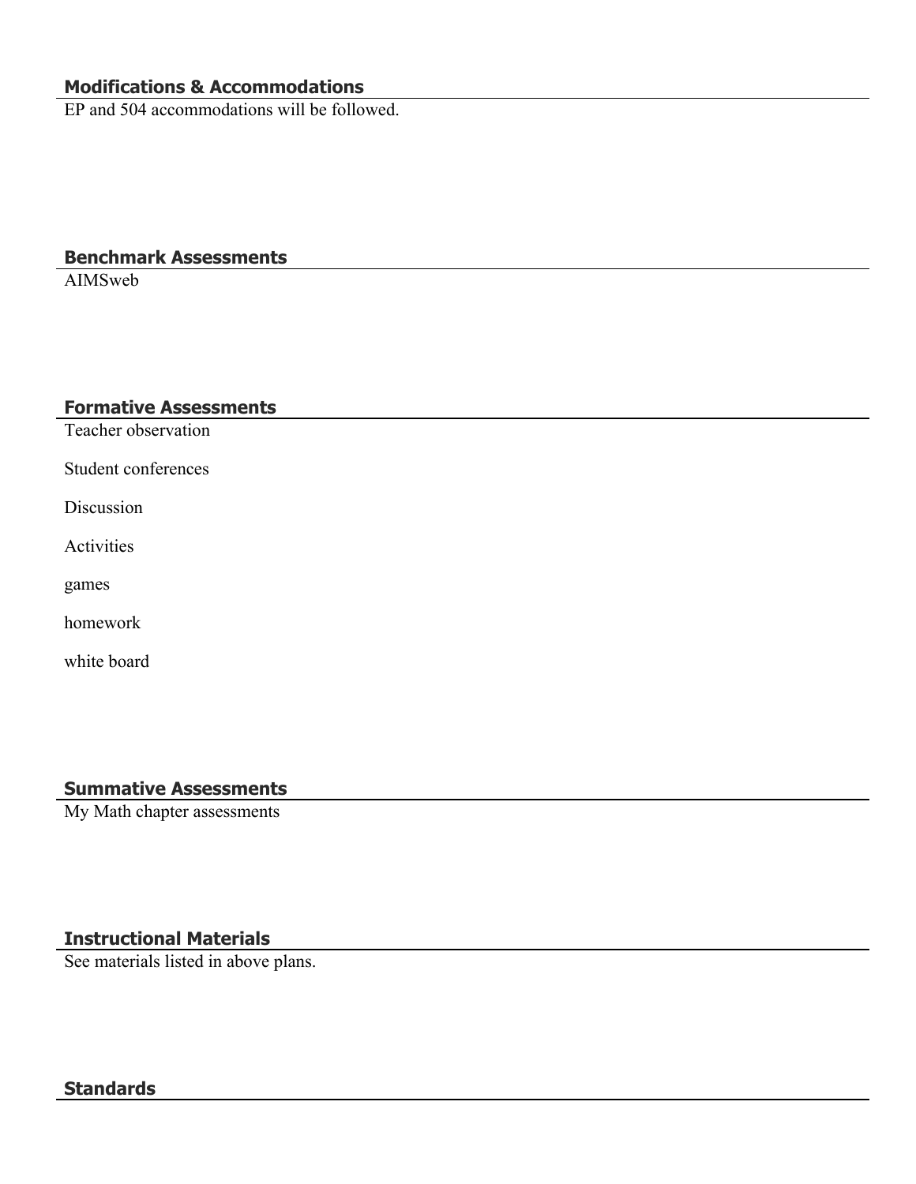## Modifications & Accommodations

EP and 504 accommodations will be followed.

## Benchmark Assessments

AIMSweb

## Formative Assessments

Teacher observation

Student conferences

Discussion

Activities

games

homework

white board

## Summative Assessments

My Math chapter assessments

## Instructional Materials

See materials listed in above plans.

## Standards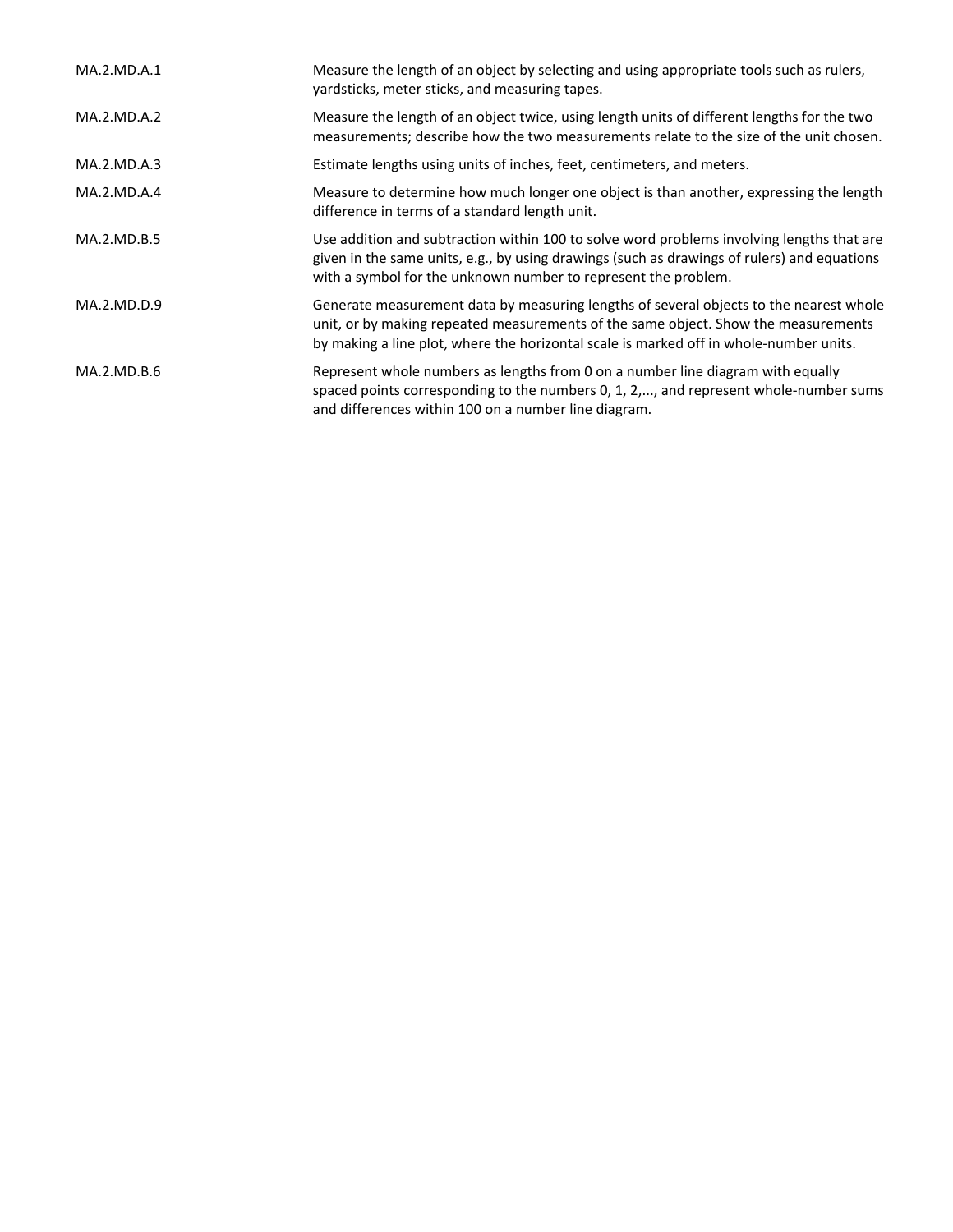| | |
|---|---|
| MA.2.MD.A.1 | Measure the length of an object by selecting and using appropriate tools such as rulers, yardsticks, meter sticks, and measuring tapes. |
| MA.2.MD.A.2 | Measure the length of an object twice, using length units of different lengths for the two measurements; describe how the two measurements relate to the size of the unit chosen. |
| MA.2.MD.A.3 | Estimate lengths using units of inches, feet, centimeters, and meters. |
| MA.2.MD.A.4 | Measure to determine how much longer one object is than another, expressing the length difference in terms of a standard length unit. |
| MA.2.MD.B.5 | Use addition and subtraction within 100 to solve word problems involving lengths that are given in the same units, e.g., by using drawings (such as drawings of rulers) and equations with a symbol for the unknown number to represent the problem. |
| MA.2.MD.D.9 | Generate measurement data by measuring lengths of several objects to the nearest whole unit, or by making repeated measurements of the same object. Show the measurements by making a line plot, where the horizontal scale is marked off in whole-number units. |
| MA.2.MD.B.6 | Represent whole numbers as lengths from 0 on a number line diagram with equally spaced points corresponding to the numbers 0, 1, 2,..., and represent whole-number sums and differences within 100 on a number line diagram. |